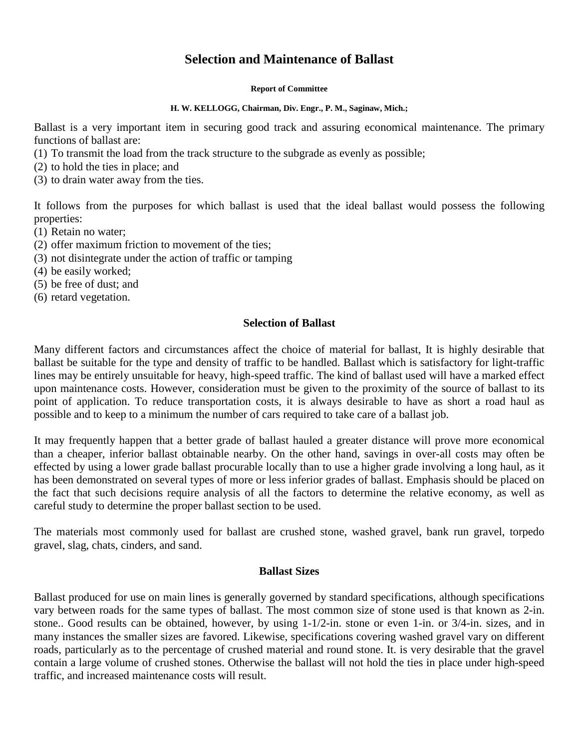# Selection and Maintenance of Ballast

**Report of Committee**

**H. W. KELLOGG, Chairman, Div. Engr., P. M., Saginaw, Mich.;**

Ballast is a very important item in securing good track and assuring economical maintenance. The primary functions of ballast are:

(1) To transmit the load from the track structure to the subgrade as evenly as possible;
(2) to hold the ties in place; and
(3) to drain water away from the ties.

It follows from the purposes for which ballast is used that the ideal ballast would possess the following properties:

(1) Retain no water;
(2) offer maximum friction to movement of the ties;
(3) not disintegrate under the action of traffic or tamping
(4) be easily worked;
(5) be free of dust; and
(6) retard vegetation.

## Selection of Ballast

Many different factors and circumstances affect the choice of material for ballast, It is highly desirable that ballast be suitable for the type and density of traffic to be handled. Ballast which is satisfactory for light-traffic lines may be entirely unsuitable for heavy, high-speed traffic. The kind of ballast used will have a marked effect upon maintenance costs. However, consideration must be given to the proximity of the source of ballast to its point of application. To reduce transportation costs, it is always desirable to have as short a road haul as possible and to keep to a minimum the number of cars required to take care of a ballast job.

It may frequently happen that a better grade of ballast hauled a greater distance will prove more economical than a cheaper, inferior ballast obtainable nearby. On the other hand, savings in over-all costs may often be effected by using a lower grade ballast procurable locally than to use a higher grade involving a long haul, as it has been demonstrated on several types of more or less inferior grades of ballast. Emphasis should be placed on the fact that such decisions require analysis of all the factors to determine the relative economy, as well as careful study to determine the proper ballast section to be used.

The materials most commonly used for ballast are crushed stone, washed gravel, bank run gravel, torpedo gravel, slag, chats, cinders, and sand.

## Ballast Sizes

Ballast produced for use on main lines is generally governed by standard specifications, although specifications vary between roads for the same types of ballast. The most common size of stone used is that known as 2-in. stone.. Good results can be obtained, however, by using 1-1/2-in. stone or even 1-in. or 3/4-in. sizes, and in many instances the smaller sizes are favored. Likewise, specifications covering washed gravel vary on different roads, particularly as to the percentage of crushed material and round stone. It. is very desirable that the gravel contain a large volume of crushed stones. Otherwise the ballast will not hold the ties in place under high-speed traffic, and increased maintenance costs will result.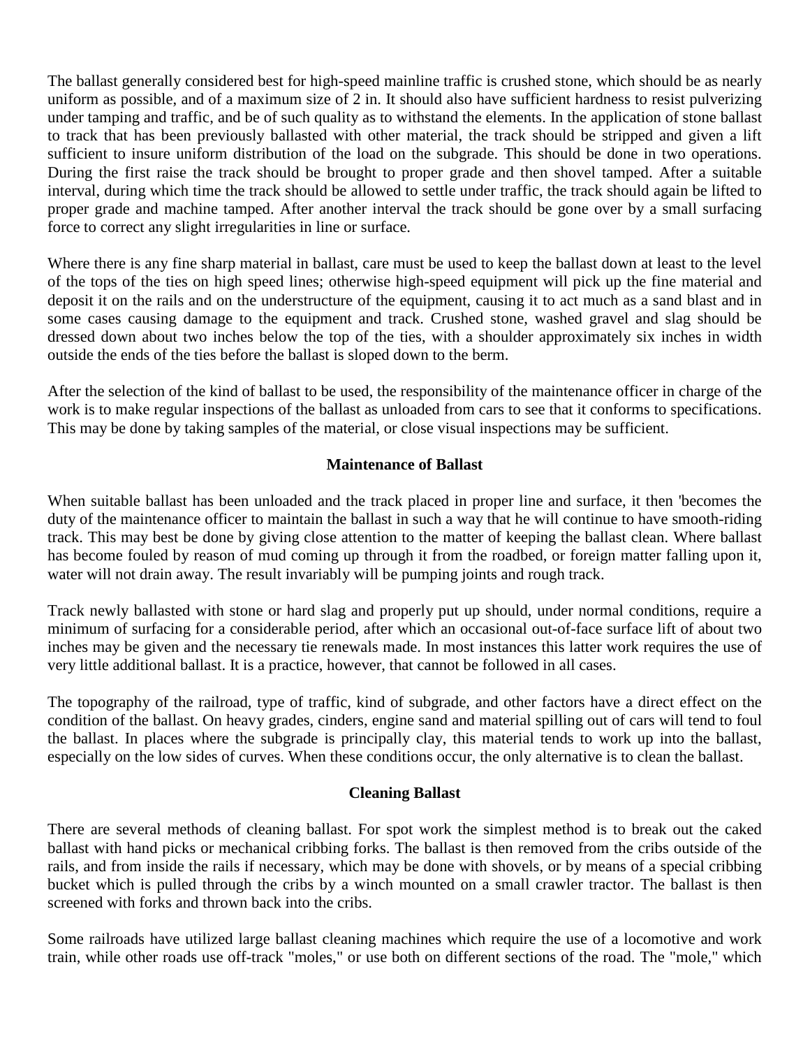The ballast generally considered best for high-speed mainline traffic is crushed stone, which should be as nearly uniform as possible, and of a maximum size of 2 in. It should also have sufficient hardness to resist pulverizing under tamping and traffic, and be of such quality as to withstand the elements. In the application of stone ballast to track that has been previously ballasted with other material, the track should be stripped and given a lift sufficient to insure uniform distribution of the load on the subgrade. This should be done in two operations. During the first raise the track should be brought to proper grade and then shovel tamped. After a suitable interval, during which time the track should be allowed to settle under traffic, the track should again be lifted to proper grade and machine tamped. After another interval the track should be gone over by a small surfacing force to correct any slight irregularities in line or surface.

Where there is any fine sharp material in ballast, care must be used to keep the ballast down at least to the level of the tops of the ties on high speed lines; otherwise high-speed equipment will pick up the fine material and deposit it on the rails and on the understructure of the equipment, causing it to act much as a sand blast and in some cases causing damage to the equipment and track. Crushed stone, washed gravel and slag should be dressed down about two inches below the top of the ties, with a shoulder approximately six inches in width outside the ends of the ties before the ballast is sloped down to the berm.

After the selection of the kind of ballast to be used, the responsibility of the maintenance officer in charge of the work is to make regular inspections of the ballast as unloaded from cars to see that it conforms to specifications. This may be done by taking samples of the material, or close visual inspections may be sufficient.

## Maintenance of Ballast

When suitable ballast has been unloaded and the track placed in proper line and surface, it then 'becomes the duty of the maintenance officer to maintain the ballast in such a way that he will continue to have smooth-riding track. This may best be done by giving close attention to the matter of keeping the ballast clean. Where ballast has become fouled by reason of mud coming up through it from the roadbed, or foreign matter falling upon it, water will not drain away. The result invariably will be pumping joints and rough track.

Track newly ballasted with stone or hard slag and properly put up should, under normal conditions, require a minimum of surfacing for a considerable period, after which an occasional out-of-face surface lift of about two inches may be given and the necessary tie renewals made. In most instances this latter work requires the use of very little additional ballast. It is a practice, however, that cannot be followed in all cases.

The topography of the railroad, type of traffic, kind of subgrade, and other factors have a direct effect on the condition of the ballast. On heavy grades, cinders, engine sand and material spilling out of cars will tend to foul the ballast. In places where the subgrade is principally clay, this material tends to work up into the ballast, especially on the low sides of curves. When these conditions occur, the only alternative is to clean the ballast.

## Cleaning Ballast

There are several methods of cleaning ballast. For spot work the simplest method is to break out the caked ballast with hand picks or mechanical cribbing forks. The ballast is then removed from the cribs outside of the rails, and from inside the rails if necessary, which may be done with shovels, or by means of a special cribbing bucket which is pulled through the cribs by a winch mounted on a small crawler tractor. The ballast is then screened with forks and thrown back into the cribs.

Some railroads have utilized large ballast cleaning machines which require the use of a locomotive and work train, while other roads use off-track "moles," or use both on different sections of the road. The "mole," which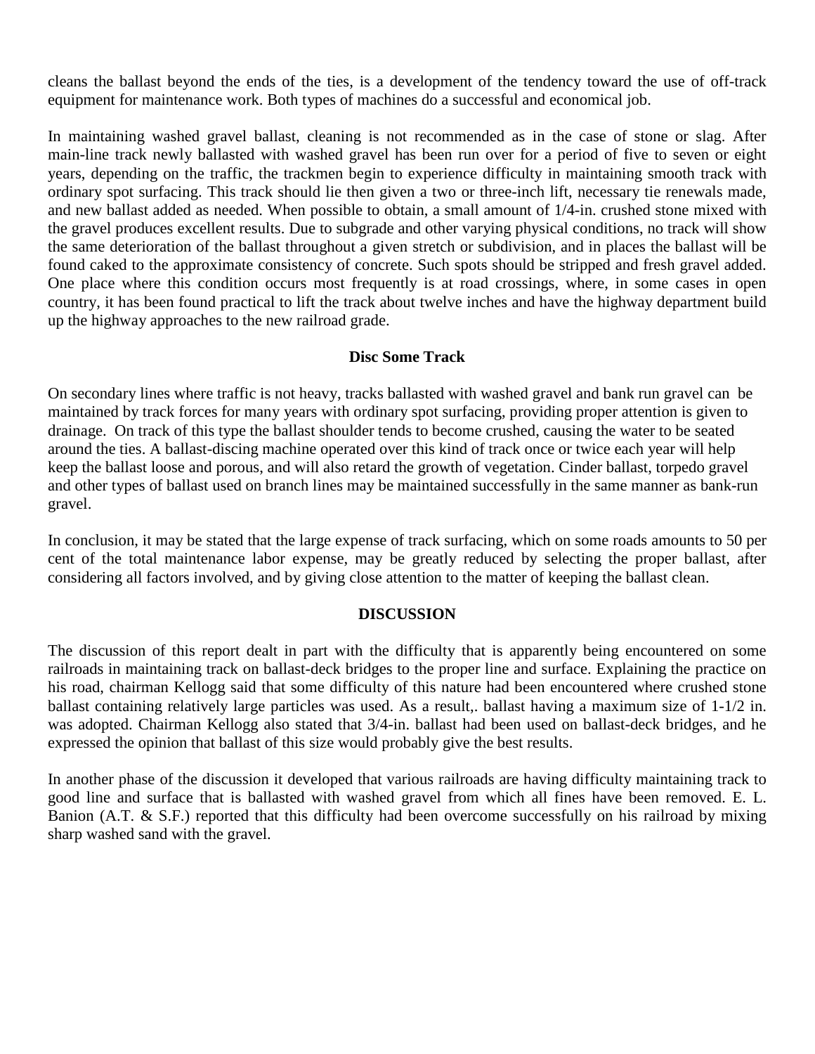cleans the ballast beyond the ends of the ties, is a development of the tendency toward the use of off-track equipment for maintenance work. Both types of machines do a successful and economical job.

In maintaining washed gravel ballast, cleaning is not recommended as in the case of stone or slag. After main-line track newly ballasted with washed gravel has been run over for a period of five to seven or eight years, depending on the traffic, the trackmen begin to experience difficulty in maintaining smooth track with ordinary spot surfacing. This track should lie then given a two or three-inch lift, necessary tie renewals made, and new ballast added as needed. When possible to obtain, a small amount of 1/4-in. crushed stone mixed with the gravel produces excellent results. Due to subgrade and other varying physical conditions, no track will show the same deterioration of the ballast throughout a given stretch or subdivision, and in places the ballast will be found caked to the approximate consistency of concrete. Such spots should be stripped and fresh gravel added. One place where this condition occurs most frequently is at road crossings, where, in some cases in open country, it has been found practical to lift the track about twelve inches and have the highway department build up the highway approaches to the new railroad grade.

**Disc Some Track**

On secondary lines where traffic is not heavy, tracks ballasted with washed gravel and bank run gravel can be maintained by track forces for many years with ordinary spot surfacing, providing proper attention is given to drainage. On track of this type the ballast shoulder tends to become crushed, causing the water to be seated around the ties. A ballast-discing machine operated over this kind of track once or twice each year will help keep the ballast loose and porous, and will also retard the growth of vegetation. Cinder ballast, torpedo gravel and other types of ballast used on branch lines may be maintained successfully in the same manner as bank-run gravel.

In conclusion, it may be stated that the large expense of track surfacing, which on some roads amounts to 50 per cent of the total maintenance labor expense, may be greatly reduced by selecting the proper ballast, after considering all factors involved, and by giving close attention to the matter of keeping the ballast clean.

**DISCUSSION**

The discussion of this report dealt in part with the difficulty that is apparently being encountered on some railroads in maintaining track on ballast-deck bridges to the proper line and surface. Explaining the practice on his road, chairman Kellogg said that some difficulty of this nature had been encountered where crushed stone ballast containing relatively large particles was used. As a result,. ballast having a maximum size of 1-1/2 in. was adopted. Chairman Kellogg also stated that 3/4-in. ballast had been used on ballast-deck bridges, and he expressed the opinion that ballast of this size would probably give the best results.

In another phase of the discussion it developed that various railroads are having difficulty maintaining track to good line and surface that is ballasted with washed gravel from which all fines have been removed. E. L. Banion (A.T. & S.F.) reported that this difficulty had been overcome successfully on his railroad by mixing sharp washed sand with the gravel.